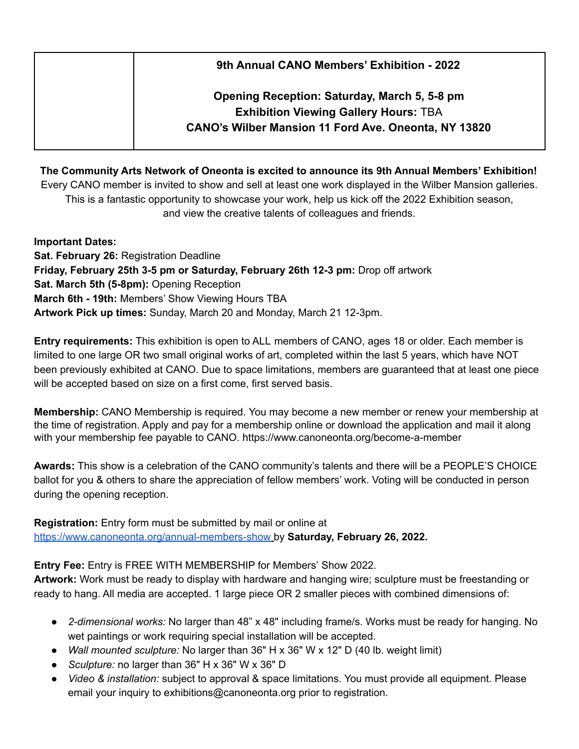| | **9th Annual CANO Members' Exhibition - 2022**<br><br>**Opening Reception: Saturday, March 5, 5-8 pm**<br>**Exhibition Viewing Gallery Hours:** TBA<br>**CANO's Wilber Mansion 11 Ford Ave. Oneonta, NY 13820** |
|---|---|

**The Community Arts Network of Oneonta is excited to announce its 9th Annual Members' Exhibition!** Every CANO member is invited to show and sell at least one work displayed in the Wilber Mansion galleries. This is a fantastic opportunity to showcase your work, help us kick off the 2022 Exhibition season, and view the creative talents of colleagues and friends.

**Important Dates:**
**Sat. February 26:** Registration Deadline
**Friday, February 25th 3-5 pm or Saturday, February 26th 12-3 pm:** Drop off artwork
**Sat. March 5th (5-8pm):** Opening Reception
**March 6th - 19th:** Members' Show Viewing Hours TBA
**Artwork Pick up times:** Sunday, March 20 and Monday, March 21 12-3pm.

**Entry requirements:** This exhibition is open to ALL members of CANO, ages 18 or older. Each member is limited to one large OR two small original works of art, completed within the last 5 years, which have NOT been previously exhibited at CANO. Due to space limitations, members are guaranteed that at least one piece will be accepted based on size on a first come, first served basis.

**Membership:** CANO Membership is required. You may become a new member or renew your membership at the time of registration. Apply and pay for a membership online or download the application and mail it along with your membership fee payable to CANO. https://www.canoneonta.org/become-a-member

**Awards:** This show is a celebration of the CANO community's talents and there will be a PEOPLE'S CHOICE ballot for you & others to share the appreciation of fellow members' work. Voting will be conducted in person during the opening reception.

**Registration:** Entry form must be submitted by mail or online at https://www.canoneonta.org/annual-members-show by **Saturday, February 26, 2022.**

**Entry Fee:** Entry is FREE WITH MEMBERSHIP for Members' Show 2022.
**Artwork:** Work must be ready to display with hardware and hanging wire; sculpture must be freestanding or ready to hang. All media are accepted. 1 large piece OR 2 smaller pieces with combined dimensions of:

- *2-dimensional works:* No larger than 48" x 48" including frame/s. Works must be ready for hanging. No wet paintings or work requiring special installation will be accepted.
- *Wall mounted sculpture:* No larger than 36" H x 36" W x 12" D (40 lb. weight limit)
- *Sculpture:* no larger than 36" H x 36" W x 36" D
- *Video & installation:* subject to approval & space limitations. You must provide all equipment. Please email your inquiry to exhibitions@canoneonta.org prior to registration.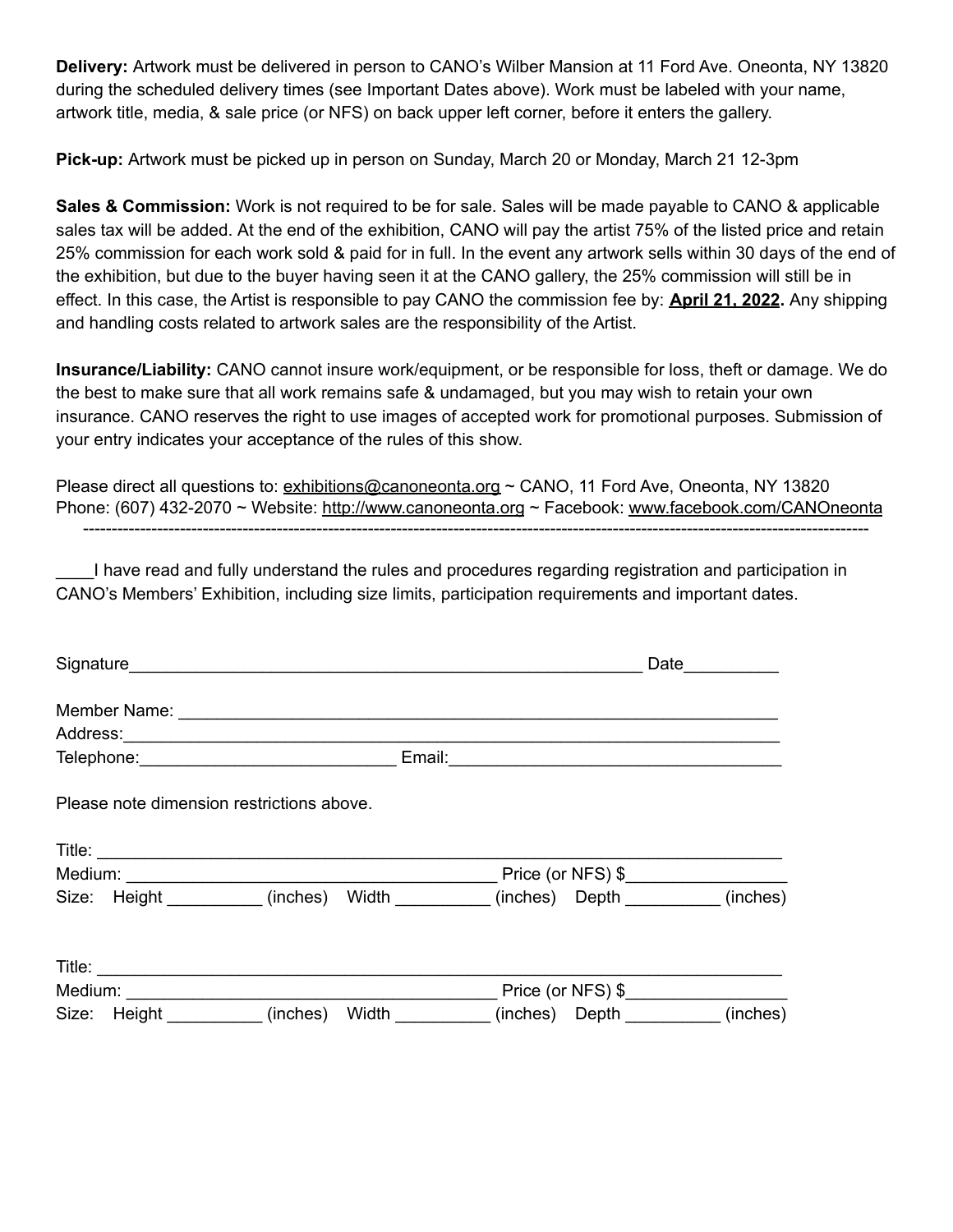**Delivery:** Artwork must be delivered in person to CANO's Wilber Mansion at 11 Ford Ave. Oneonta, NY 13820 during the scheduled delivery times (see Important Dates above). Work must be labeled with your name, artwork title, media, & sale price (or NFS) on back upper left corner, before it enters the gallery.

**Pick-up:** Artwork must be picked up in person on Sunday, March 20 or Monday, March 21 12-3pm

**Sales & Commission:** Work is not required to be for sale. Sales will be made payable to CANO & applicable sales tax will be added. At the end of the exhibition, CANO will pay the artist 75% of the listed price and retain 25% commission for each work sold & paid for in full. In the event any artwork sells within 30 days of the end of the exhibition, but due to the buyer having seen it at the CANO gallery, the 25% commission will still be in effect. In this case, the Artist is responsible to pay CANO the commission fee by: **April 21, 2022.** Any shipping and handling costs related to artwork sales are the responsibility of the Artist.

**Insurance/Liability:** CANO cannot insure work/equipment, or be responsible for loss, theft or damage. We do the best to make sure that all work remains safe & undamaged, but you may wish to retain your own insurance. CANO reserves the right to use images of accepted work for promotional purposes. Submission of your entry indicates your acceptance of the rules of this show.

Please direct all questions to: exhibitions@canoneonta.org ~ CANO, 11 Ford Ave, Oneonta, NY 13820
Phone: (607) 432-2070 ~ Website: http://www.canoneonta.org ~ Facebook: www.facebook.com/CANOneonta

---

____I have read and fully understand the rules and procedures regarding registration and participation in CANO's Members' Exhibition, including size limits, participation requirements and important dates.

Signature________________________________________________________ Date__________

Member Name: ___________________________________________________________________
Address:________________________________________________________________________
Telephone:___________________________ Email:___________________________________

Please note dimension restrictions above.

Title: __________________________________________________________________________
Medium: ______________________________________ Price (or NFS) $________________
Size: Height __________ (inches) Width __________ (inches) Depth __________ (inches)

Title: __________________________________________________________________________
Medium: ______________________________________ Price (or NFS) $________________
Size: Height __________ (inches) Width __________ (inches) Depth __________ (inches)